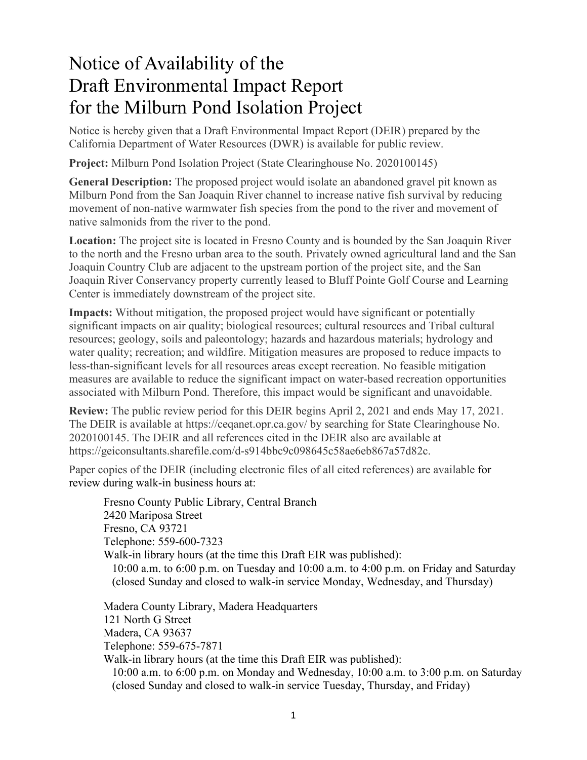# Notice of Availability of the Draft Environmental Impact Report for the Milburn Pond Isolation Project

Notice is hereby given that a Draft Environmental Impact Report (DEIR) prepared by the California Department of Water Resources (DWR) is available for public review.

**Project:** Milburn Pond Isolation Project (State Clearinghouse No. 2020100145)

**General Description:** The proposed project would isolate an abandoned gravel pit known as Milburn Pond from the San Joaquin River channel to increase native fish survival by reducing movement of non-native warmwater fish species from the pond to the river and movement of native salmonids from the river to the pond.

**Location:** The project site is located in Fresno County and is bounded by the San Joaquin River to the north and the Fresno urban area to the south. Privately owned agricultural land and the San Joaquin Country Club are adjacent to the upstream portion of the project site, and the San Joaquin River Conservancy property currently leased to Bluff Pointe Golf Course and Learning Center is immediately downstream of the project site.

**Impacts:** Without mitigation, the proposed project would have significant or potentially significant impacts on air quality; biological resources; cultural resources and Tribal cultural resources; geology, soils and paleontology; hazards and hazardous materials; hydrology and water quality; recreation; and wildfire. Mitigation measures are proposed to reduce impacts to less-than-significant levels for all resources areas except recreation. No feasible mitigation measures are available to reduce the significant impact on water-based recreation opportunities associated with Milburn Pond. Therefore, this impact would be significant and unavoidable.

**Review:** The public review period for this DEIR begins April 2, 2021 and ends May 17, 2021. The DEIR is available at https://ceqanet.opr.ca.gov/ by searching for State Clearinghouse No. 2020100145. The DEIR and all references cited in the DEIR also are available at https://geiconsultants.sharefile.com/d-s914bbc9c098645c58ae6eb867a57d82c.

Paper copies of the DEIR (including electronic files of all cited references) are available for review during walk-in business hours at:

Fresno County Public Library, Central Branch
2420 Mariposa Street
Fresno, CA 93721
Telephone: 559-600-7323
Walk-in library hours (at the time this Draft EIR was published):
10:00 a.m. to 6:00 p.m. on Tuesday and 10:00 a.m. to 4:00 p.m. on Friday and Saturday (closed Sunday and closed to walk-in service Monday, Wednesday, and Thursday)

Madera County Library, Madera Headquarters
121 North G Street
Madera, CA 93637
Telephone: 559-675-7871
Walk-in library hours (at the time this Draft EIR was published):
10:00 a.m. to 6:00 p.m. on Monday and Wednesday, 10:00 a.m. to 3:00 p.m. on Saturday (closed Sunday and closed to walk-in service Tuesday, Thursday, and Friday)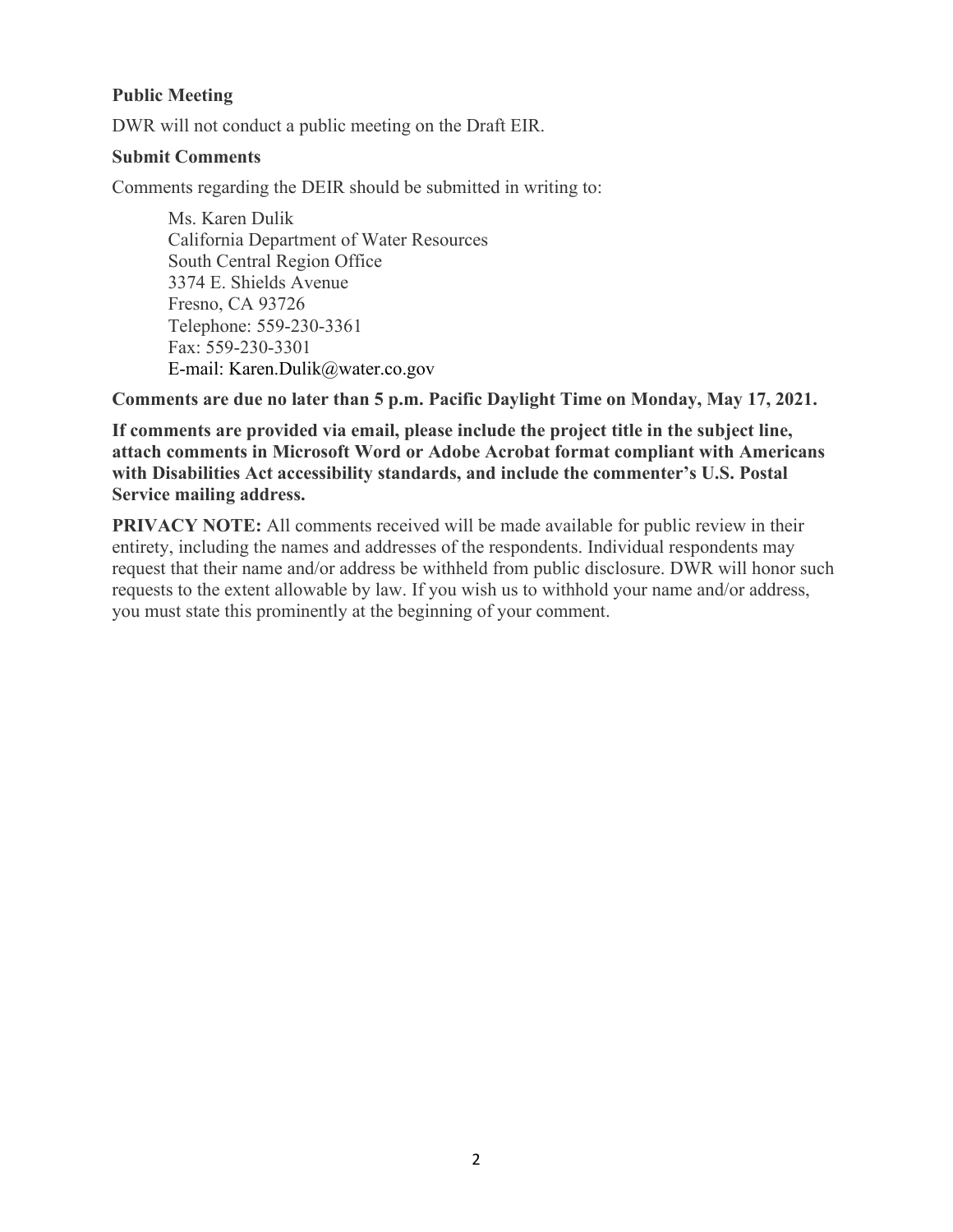**Public Meeting**

DWR will not conduct a public meeting on the Draft EIR.

**Submit Comments**

Comments regarding the DEIR should be submitted in writing to:

> Ms. Karen Dulik
> California Department of Water Resources
> South Central Region Office
> 3374 E. Shields Avenue
> Fresno, CA 93726
> Telephone: 559-230-3361
> Fax: 559-230-3301
> E-mail: Karen.Dulik@water.co.gov

**Comments are due no later than 5 p.m. Pacific Daylight Time on Monday, May 17, 2021.**

**If comments are provided via email, please include the project title in the subject line, attach comments in Microsoft Word or Adobe Acrobat format compliant with Americans with Disabilities Act accessibility standards, and include the commenter's U.S. Postal Service mailing address.**

**PRIVACY NOTE:** All comments received will be made available for public review in their entirety, including the names and addresses of the respondents. Individual respondents may request that their name and/or address be withheld from public disclosure. DWR will honor such requests to the extent allowable by law. If you wish us to withhold your name and/or address, you must state this prominently at the beginning of your comment.